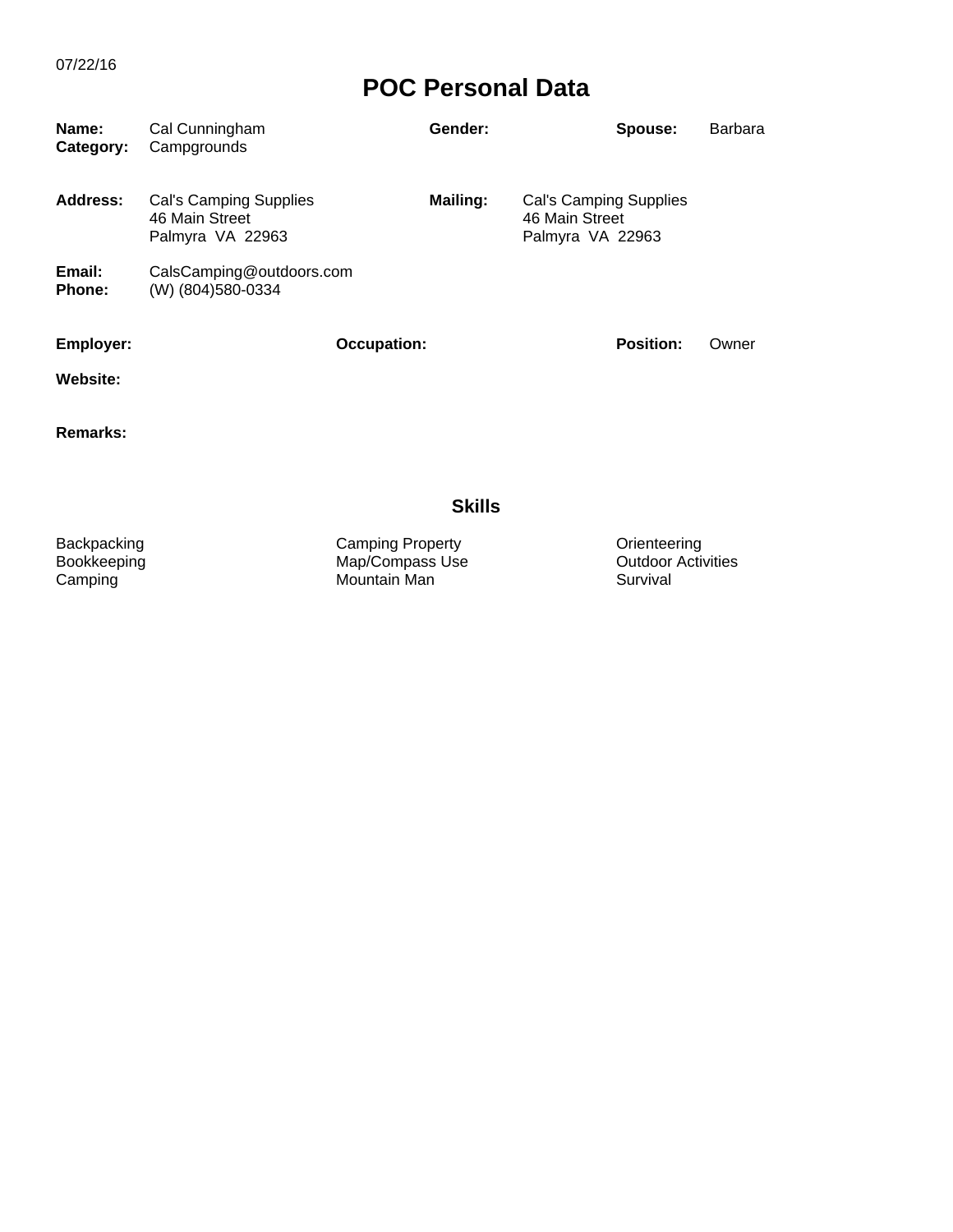07/22/16

# POC Personal Data

**Name:** Cal Cunningham
**Category:** Campgrounds
**Gender:**
**Spouse:** Barbara

**Address:** Cal's Camping Supplies
46 Main Street
Palmyra VA 22963

**Mailing:** Cal's Camping Supplies
46 Main Street
Palmyra VA 22963

**Email:** CalsCamping@outdoors.com
**Phone:** (W) (804)580-0334

**Employer:**
**Occupation:**
**Position:** Owner

**Website:**

**Remarks:**

## Skills

| | | |
|---|---|---|
| Backpacking | Camping Property | Orienteering |
| Bookkeeping | Map/Compass Use | Outdoor Activities |
| Camping | Mountain Man | Survival |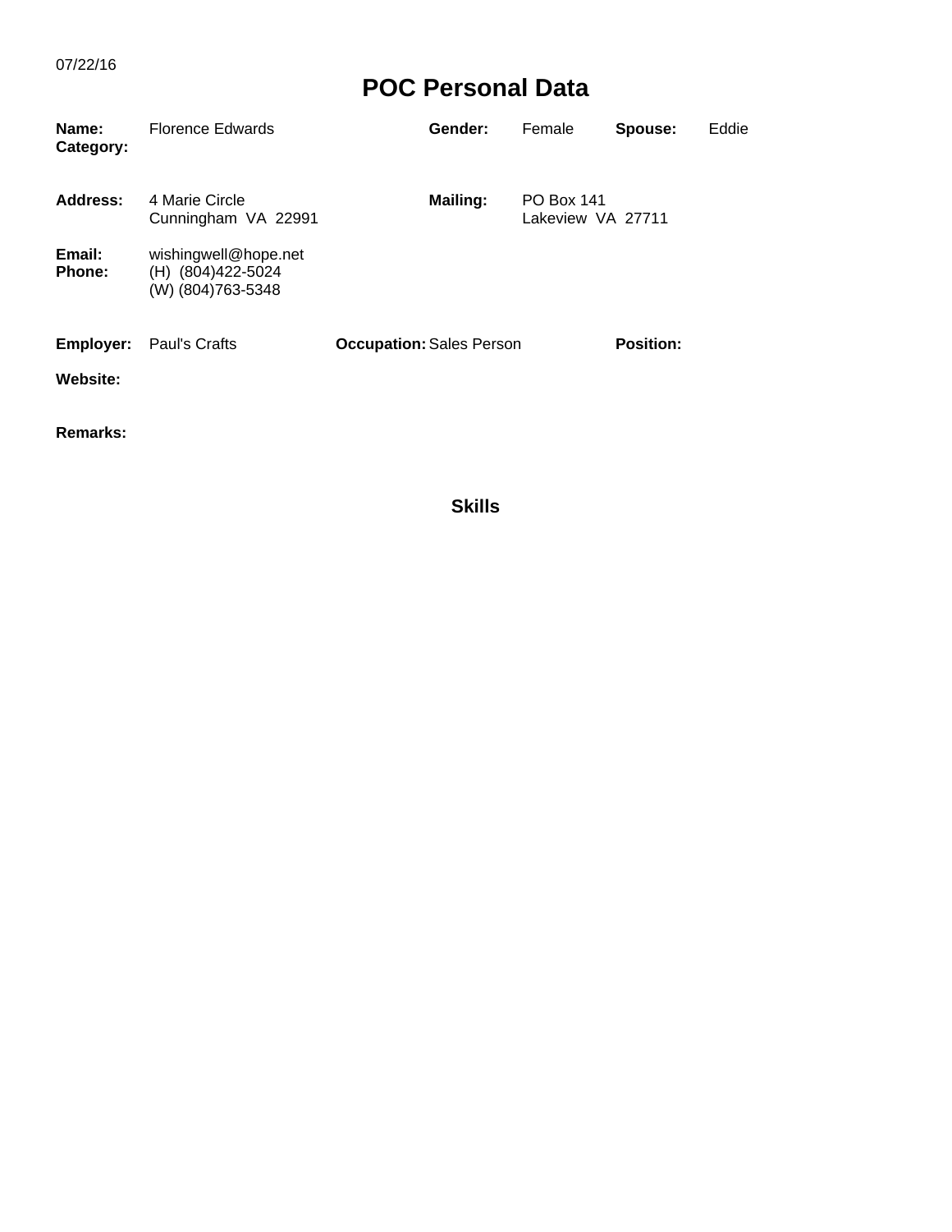07/22/16

# POC Personal Data

**Name:** Florence Edwards **Gender:** Female **Spouse:** Eddie
**Category:**

**Address:** 4 Marie Circle
Cunningham VA 22991

**Mailing:** PO Box 141
Lakeview VA 27711

**Email:** wishingwell@hope.net
**Phone:** (H) (804)422-5024
(W) (804)763-5348

**Employer:** Paul's Crafts **Occupation:** Sales Person **Position:**

**Website:**

**Remarks:**

## Skills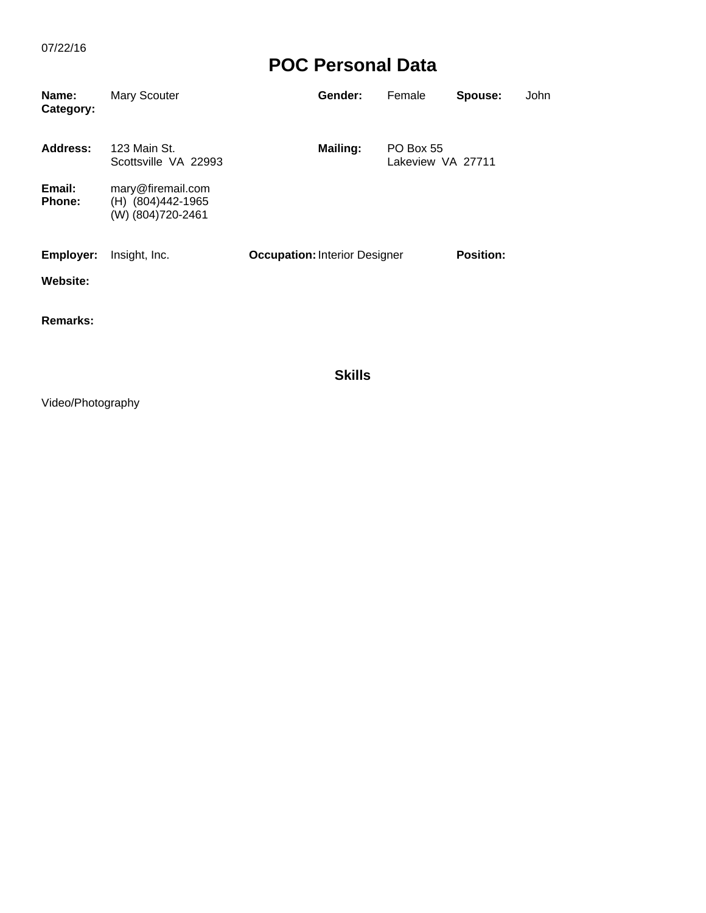07/22/16

# POC Personal Data

**Name:** Mary Scouter **Gender:** Female **Spouse:** John
**Category:**

**Address:** 123 Main St.
Scottsville VA 22993

**Mailing:** PO Box 55
Lakeview VA 27711

**Email:** mary@firemail.com
**Phone:** (H) (804)442-1965
(W) (804)720-2461

**Employer:** Insight, Inc. **Occupation:** Interior Designer **Position:**

**Website:**

**Remarks:**

## Skills

Video/Photography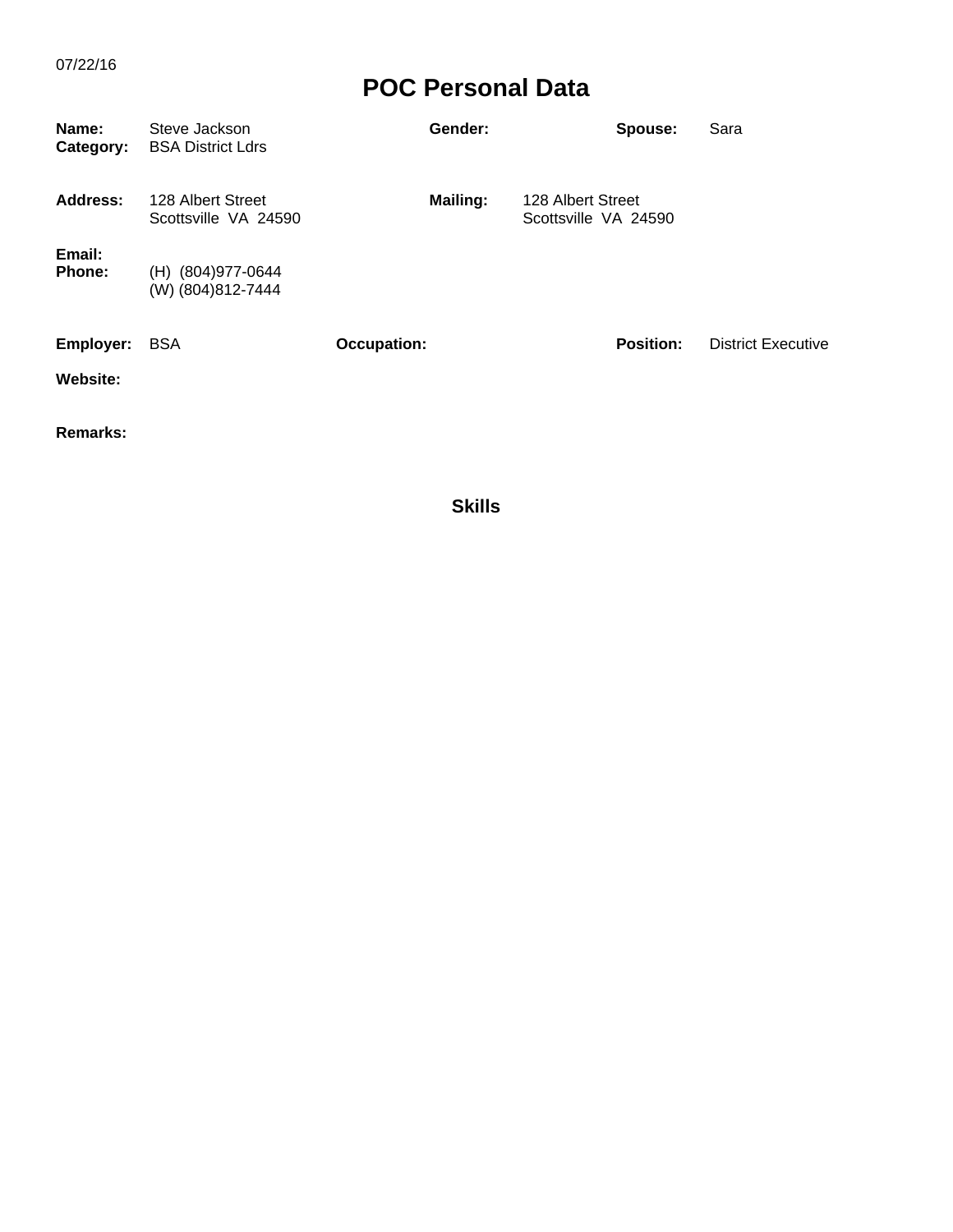07/22/16

# POC Personal Data

**Name:** Steve Jackson
**Category:** BSA District Ldrs
**Gender:**
**Spouse:** Sara

**Address:** 128 Albert Street
Scottsville VA 24590

**Mailing:** 128 Albert Street
Scottsville VA 24590

**Email:**
**Phone:** (H) (804)977-0644
(W) (804)812-7444

**Employer:** BSA
**Occupation:**
**Position:** District Executive

**Website:**

**Remarks:**

## Skills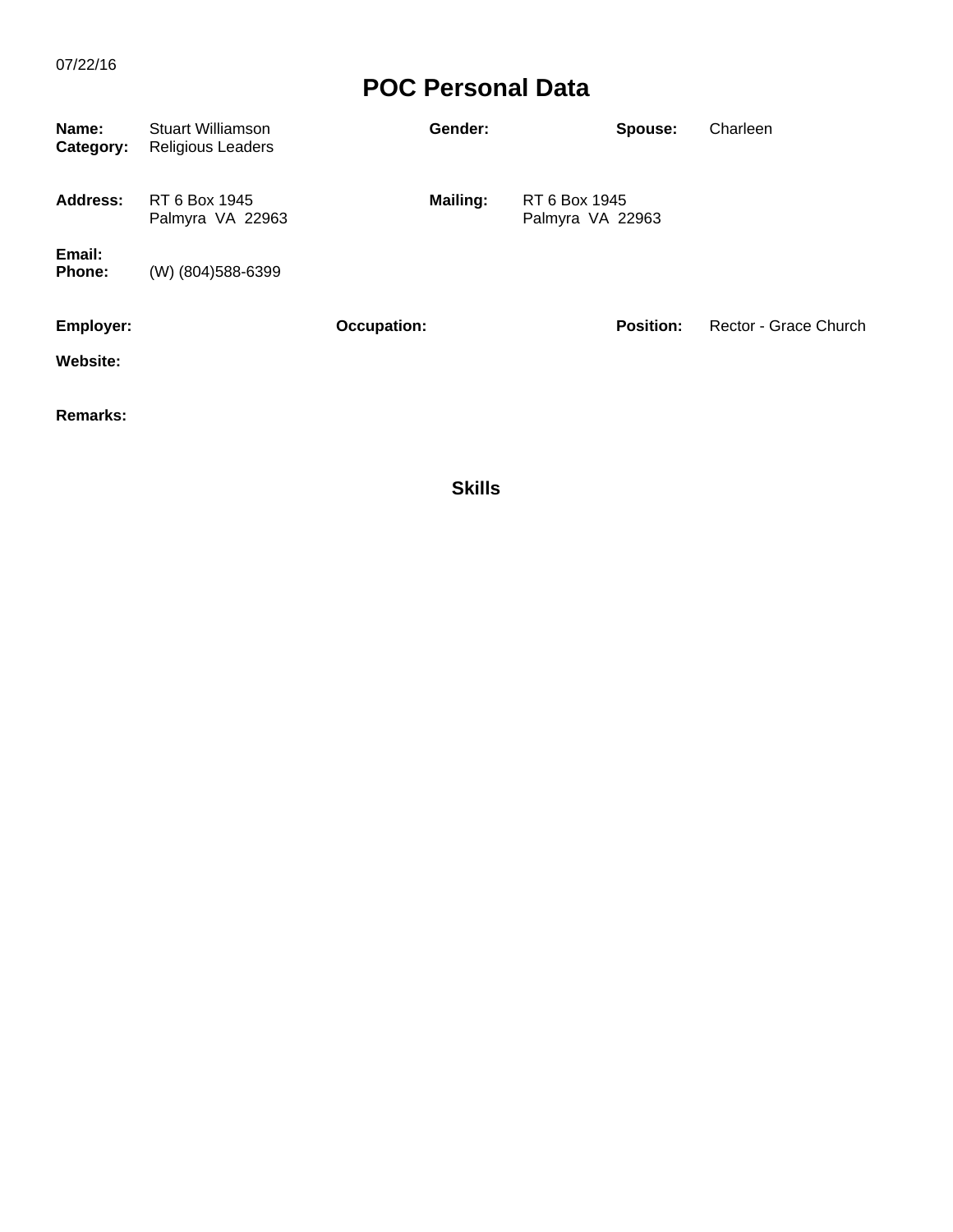07/22/16

# POC Personal Data

**Name:** Stuart Williamson  
**Category:** Religious Leaders  
**Gender:**  
**Spouse:** Charleen

**Address:** RT 6 Box 1945  
Palmyra VA 22963

**Mailing:** RT 6 Box 1945  
Palmyra VA 22963

**Email:**  
**Phone:** (W) (804)588-6399

**Employer:**  
**Occupation:**  
**Position:** Rector - Grace Church

**Website:**

**Remarks:**

## Skills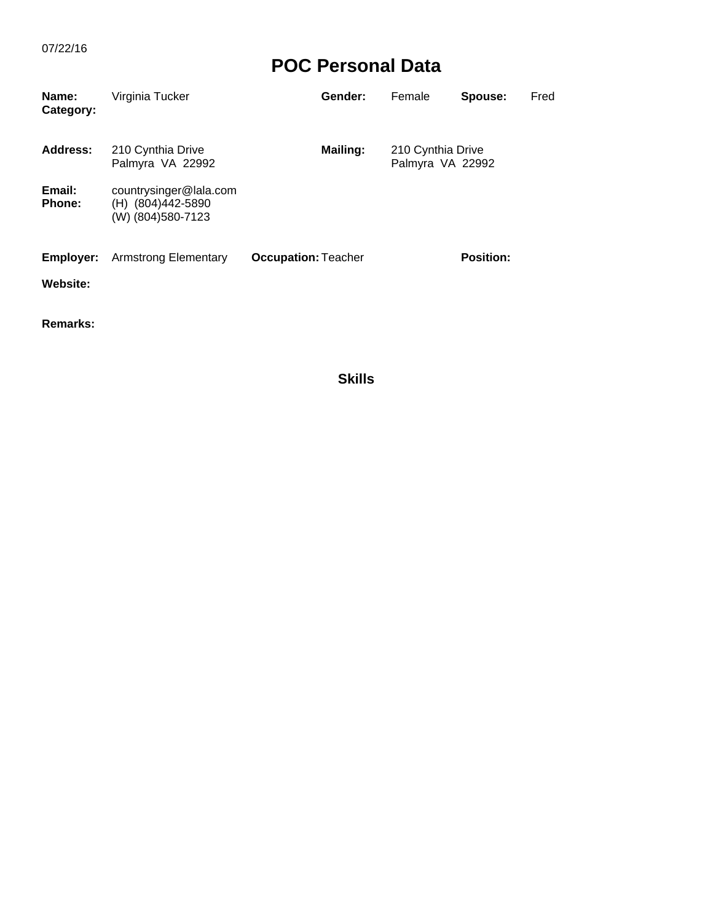07/22/16

# POC Personal Data

**Name:** Virginia Tucker **Gender:** Female **Spouse:** Fred
**Category:**

**Address:** 210 Cynthia Drive
Palmyra VA 22992

**Mailing:** 210 Cynthia Drive
Palmyra VA 22992

**Email:** countrysinger@lala.com
**Phone:** (H) (804)442-5890
(W) (804)580-7123

**Employer:** Armstrong Elementary **Occupation:** Teacher **Position:**

**Website:**

**Remarks:**

## Skills